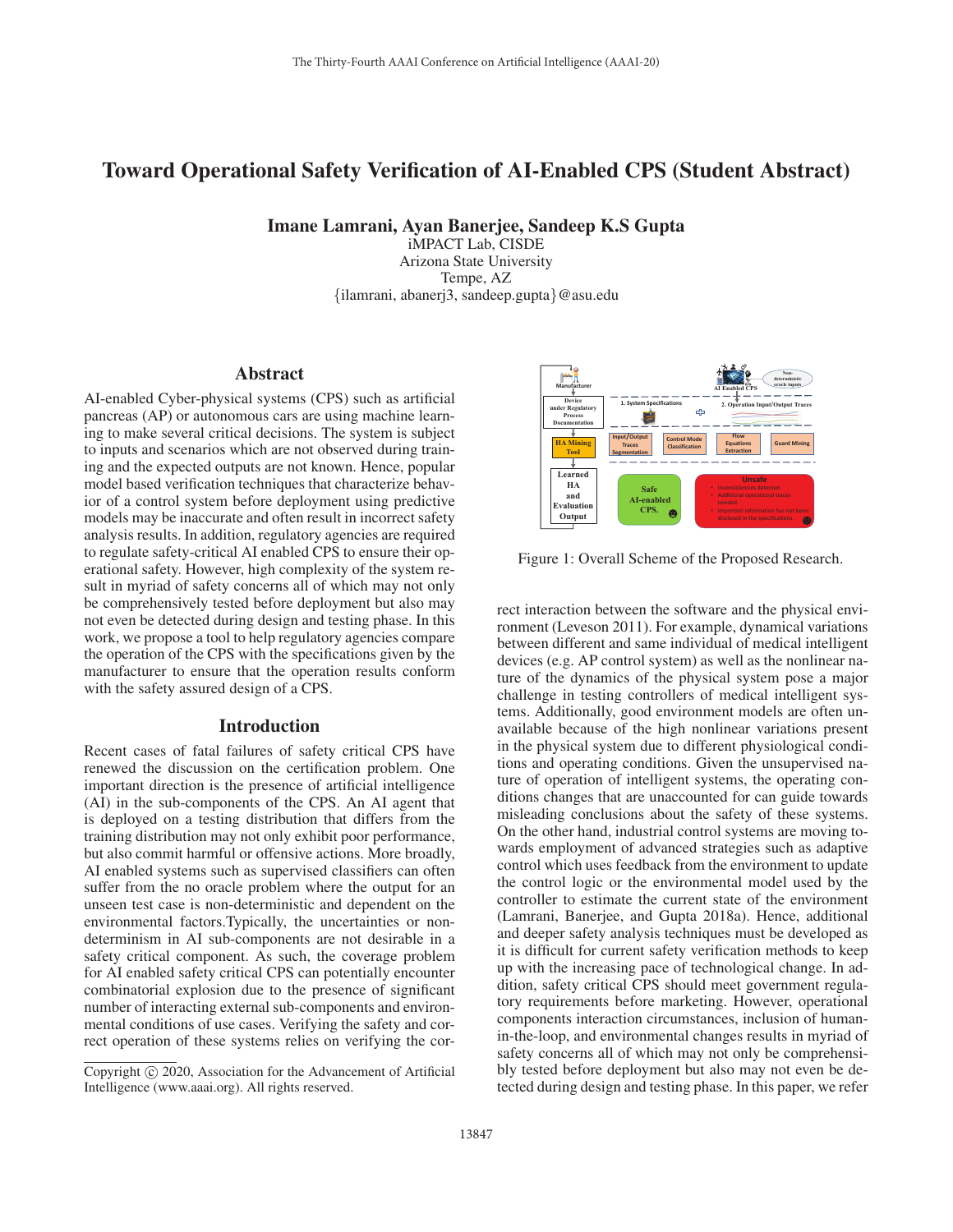# Toward Operational Safety Verification of AI-Enabled CPS (Student Abstract)

**Imane Lamrani, Ayan Banerjee, Sandeep K.S Gupta**
iMPACT Lab, CISDE
Arizona State University
Tempe, AZ
{ilamrani, abanerj3, sandeep.gupta}@asu.edu

## Abstract

AI-enabled Cyber-physical systems (CPS) such as artificial pancreas (AP) or autonomous cars are using machine learning to make several critical decisions. The system is subject to inputs and scenarios which are not observed during training and the expected outputs are not known. Hence, popular model based verification techniques that characterize behavior of a control system before deployment using predictive models may be inaccurate and often result in incorrect safety analysis results. In addition, regulatory agencies are required to regulate safety-critical AI enabled CPS to ensure their operational safety. However, high complexity of the system result in myriad of safety concerns all of which may not only be comprehensively tested before deployment but also may not even be detected during design and testing phase. In this work, we propose a tool to help regulatory agencies compare the operation of the CPS with the specifications given by the manufacturer to ensure that the operation results conform with the safety assured design of a CPS.

## Introduction

Recent cases of fatal failures of safety critical CPS have renewed the discussion on the certification problem. One important direction is the presence of artificial intelligence (AI) in the sub-components of the CPS. An AI agent that is deployed on a testing distribution that differs from the training distribution may not only exhibit poor performance, but also commit harmful or offensive actions. More broadly, AI enabled systems such as supervised classifiers can often suffer from the no oracle problem where the output for an unseen test case is non-deterministic and dependent on the environmental factors.Typically, the uncertainties or non-determinism in AI sub-components are not desirable in a safety critical component. As such, the coverage problem for AI enabled safety critical CPS can potentially encounter combinatorial explosion due to the presence of significant number of interacting external sub-components and environmental conditions of use cases. Verifying the safety and correct operation of these systems relies on verifying the correct interaction between the software and the physical environment (Leveson 2011). For example, dynamical variations between different and same individual of medical intelligent devices (e.g. AP control system) as well as the nonlinear nature of the dynamics of the physical system pose a major challenge in testing controllers of medical intelligent systems. Additionally, good environment models are often unavailable because of the high nonlinear variations present in the physical system due to different physiological conditions and operating conditions. Given the unsupervised nature of operation of intelligent systems, the operating conditions changes that are unaccounted for can guide towards misleading conclusions about the safety of these systems. On the other hand, industrial control systems are moving towards employment of advanced strategies such as adaptive control which uses feedback from the environment to update the control logic or the environmental model used by the controller to estimate the current state of the environment (Lamrani, Banerjee, and Gupta 2018a). Hence, additional and deeper safety analysis techniques must be developed as it is difficult for current safety verification methods to keep up with the increasing pace of technological change. In addition, safety critical CPS should meet government regulatory requirements before marketing. However, operational components interaction circumstances, inclusion of human-in-the-loop, and environmental changes results in myriad of safety concerns all of which may not only be comprehensibly tested before deployment but also may not even be detected during design and testing phase. In this paper, we refer

Figure 1: Overall Scheme of the Proposed Research.

Copyright © 2020, Association for the Advancement of Artificial Intelligence (www.aaai.org). All rights reserved.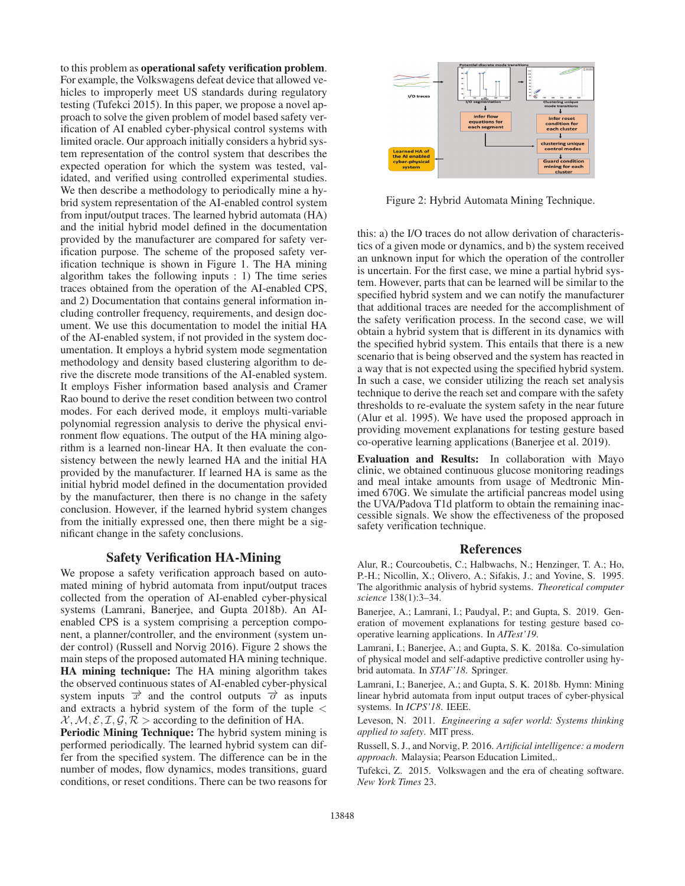to this problem as **operational safety verification problem**. For example, the Volkswagens defeat device that allowed vehicles to improperly meet US standards during regulatory testing (Tufekci 2015). In this paper, we propose a novel approach to solve the given problem of model based safety verification of AI enabled cyber-physical control systems with limited oracle. Our approach initially considers a hybrid system representation of the control system that describes the expected operation for which the system was tested, validated, and verified using controlled experimental studies. We then describe a methodology to periodically mine a hybrid system representation of the AI-enabled control system from input/output traces. The learned hybrid automata (HA) and the initial hybrid model defined in the documentation provided by the manufacturer are compared for safety verification purpose. The scheme of the proposed safety verification technique is shown in Figure 1. The HA mining algorithm takes the following inputs : 1) The time series traces obtained from the operation of the AI-enabled CPS, and 2) Documentation that contains general information including controller frequency, requirements, and design document. We use this documentation to model the initial HA of the AI-enabled system, if not provided in the system documentation. It employs a hybrid system mode segmentation methodology and density based clustering algorithm to derive the discrete mode transitions of the AI-enabled system. It employs Fisher information based analysis and Cramer Rao bound to derive the reset condition between two control modes. For each derived mode, it employs multi-variable polynomial regression analysis to derive the physical environment flow equations. The output of the HA mining algorithm is a learned non-linear HA. It then evaluate the consistency between the newly learned HA and the initial HA provided by the manufacturer. If learned HA is same as the initial hybrid model defined in the documentation provided by the manufacturer, then there is no change in the safety conclusion. However, if the learned hybrid system changes from the initially expressed one, then there might be a significant change in the safety conclusions.

## Safety Verification HA-Mining

We propose a safety verification approach based on automated mining of hybrid automata from input/output traces collected from the operation of AI-enabled cyber-physical systems (Lamrani, Banerjee, and Gupta 2018b). An AI-enabled CPS is a system comprising a perception component, a planner/controller, and the environment (system under control) (Russell and Norvig 2016). Figure 2 shows the main steps of the proposed automated HA mining technique.

**HA mining technique:** The HA mining algorithm takes the observed continuous states of AI-enabled cyber-physical system inputs $\vec{x}$ and the control outputs $\vec{o}$ as inputs and extracts a hybrid system of the form of the tuple $< \mathcal{X}, \mathcal{M}, \mathcal{E}, \mathcal{I}, \mathcal{G}, \mathcal{R} >$ according to the definition of HA.

**Periodic Mining Technique:** The hybrid system mining is performed periodically. The learned hybrid system can differ from the specified system. The difference can be in the number of modes, flow dynamics, modes transitions, guard conditions, or reset conditions. There can be two reasons for this: a) the I/O traces do not allow derivation of characteristics of a given mode or dynamics, and b) the system received an unknown input for which the operation of the controller is uncertain. For the first case, we mine a partial hybrid system. However, parts that can be learned will be similar to the specified hybrid system and we can notify the manufacturer that additional traces are needed for the accomplishment of the safety verification process. In the second case, we will obtain a hybrid system that is different in its dynamics with the specified hybrid system. This entails that there is a new scenario that is being observed and the system has reacted in a way that is not expected using the specified hybrid system. In such a case, we consider utilizing the reach set analysis technique to derive the reach set and compare with the safety thresholds to re-evaluate the system safety in the near future (Alur et al. 1995). We have used the proposed approach in providing movement explanations for testing gesture based co-operative learning applications (Banerjee et al. 2019).

Potential discrete mode transitions

I/O traces

I/O segmentation

Clustering unique mode transitions

infer flow equations for each segment

Infer reset condition for each cluster

clustering unique control modes

Learned HA of the AI enabled cyber-physical system

Guard condition mining for each cluster

Figure 2: Hybrid Automata Mining Technique.

**Evaluation and Results:** In collaboration with Mayo clinic, we obtained continuous glucose monitoring readings and meal intake amounts from usage of Medtronic Minimed 670G. We simulate the artificial pancreas model using the UVA/Padova T1d platform to obtain the remaining inaccessible signals. We show the effectiveness of the proposed safety verification technique.

## References

Alur, R.; Courcoubetis, C.; Halbwachs, N.; Henzinger, T. A.; Ho, P.-H.; Nicollin, X.; Olivero, A.; Sifakis, J.; and Yovine, S. 1995. The algorithmic analysis of hybrid systems. *Theoretical computer science* 138(1):3–34.

Banerjee, A.; Lamrani, I.; Paudyal, P.; and Gupta, S. 2019. Generation of movement explanations for testing gesture based co-operative learning applications. In *AITest'19*.

Lamrani, I.; Banerjee, A.; and Gupta, S. K. 2018a. Co-simulation of physical model and self-adaptive predictive controller using hybrid automata. In *STAF'18*. Springer.

Lamrani, I.; Banerjee, A.; and Gupta, S. K. 2018b. Hymn: Mining linear hybrid automata from input output traces of cyber-physical systems. In *ICPS'18*. IEEE.

Leveson, N. 2011. *Engineering a safer world: Systems thinking applied to safety*. MIT press.

Russell, S. J., and Norvig, P. 2016. *Artificial intelligence: a modern approach*. Malaysia; Pearson Education Limited,.

Tufekci, Z. 2015. Volkswagen and the era of cheating software. *New York Times* 23.